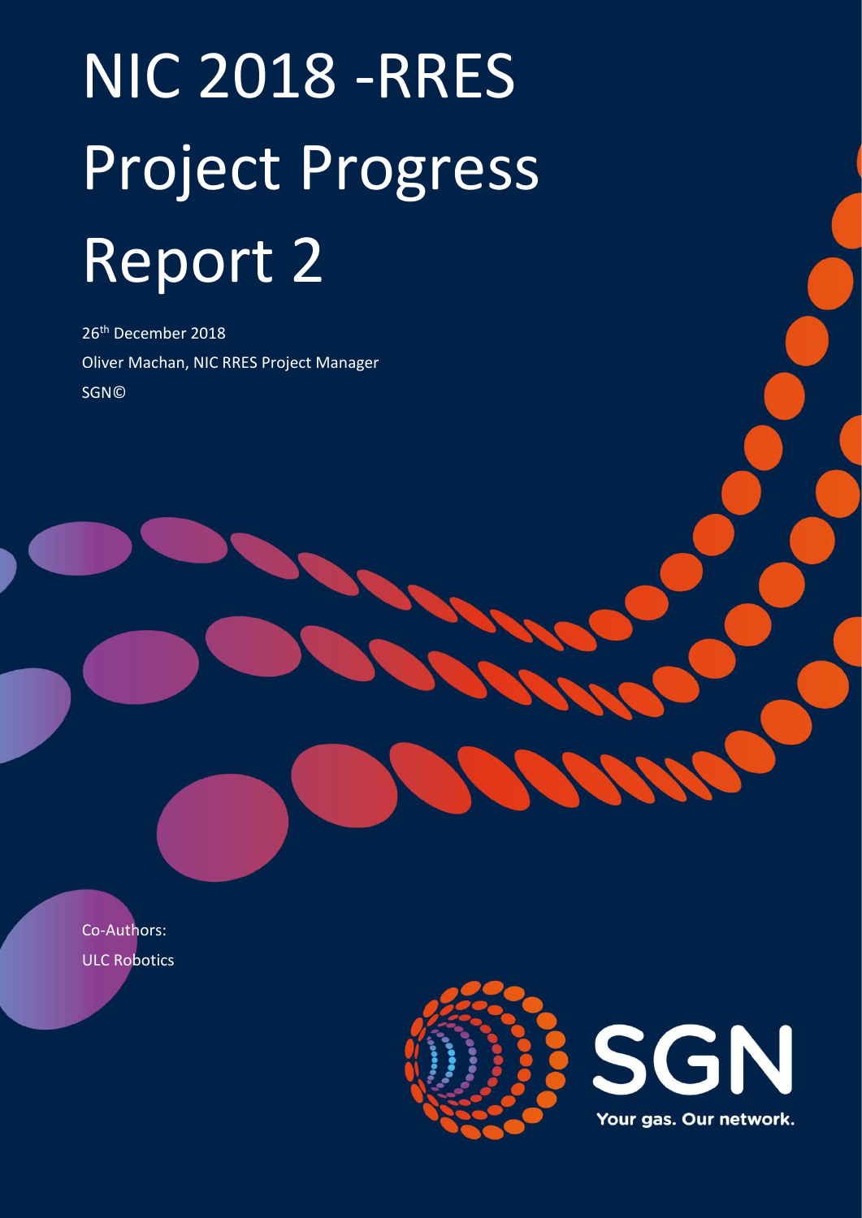# NIC 2018 -RRES Project Progress Report 2

26th December 2018

Oliver Machan, NIC RRES Project Manager

SGN©

Co-Authors:

ULC Robotics

SGN

Your gas. Our network.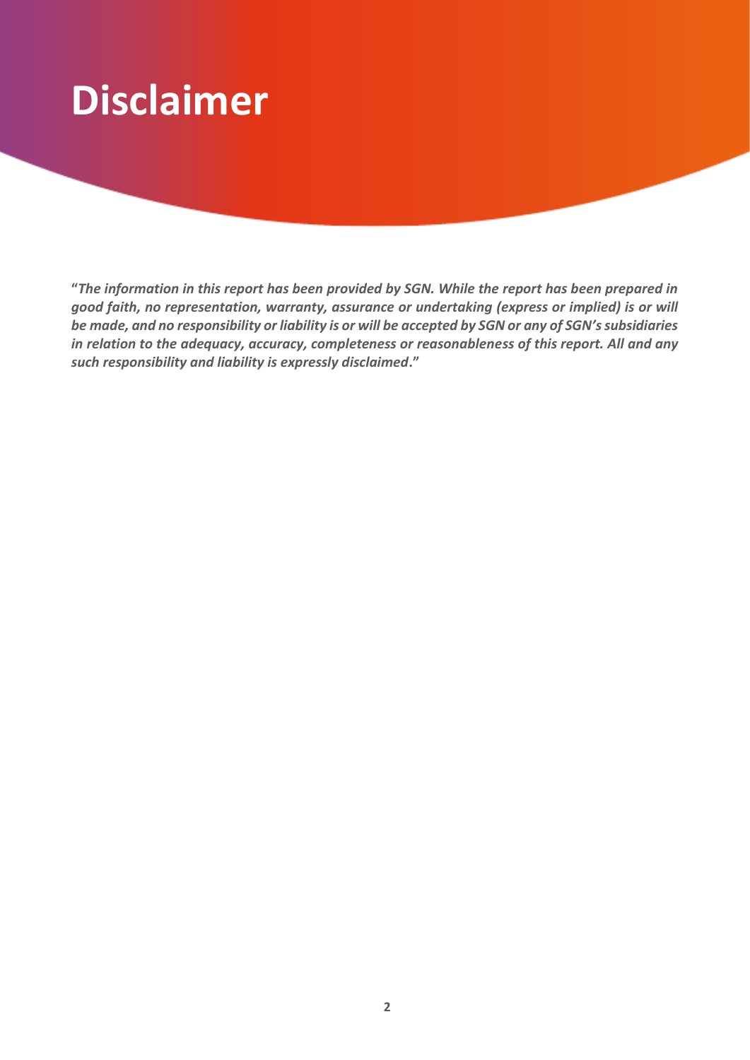# Disclaimer

"***The information in this report has been provided by SGN. While the report has been prepared in good faith, no representation, warranty, assurance or undertaking (express or implied) is or will be made, and no responsibility or liability is or will be accepted by SGN or any of SGN's subsidiaries in relation to the adequacy, accuracy, completeness or reasonableness of this report. All and any such responsibility and liability is expressly disclaimed***."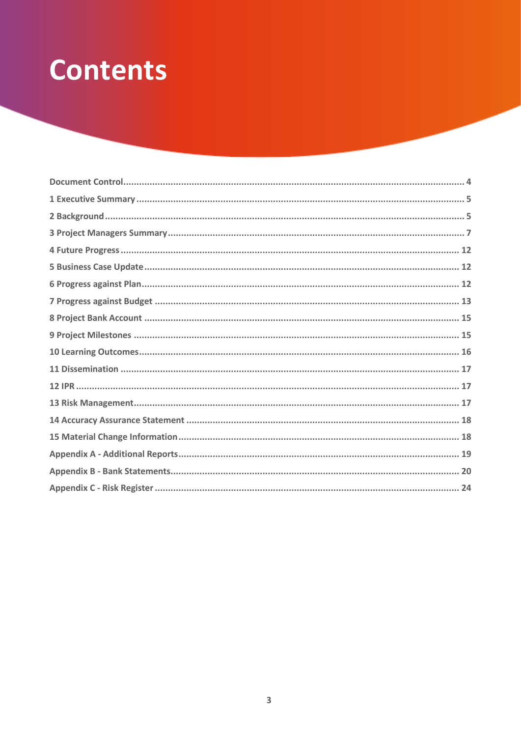# Contents

Document Control ........................................................................................................................ 4
1 Executive Summary ................................................................................................................... 5
2 Background ................................................................................................................................ 5
3 Project Managers Summary ........................................................................................................ 7
4 Future Progress ........................................................................................................................ 12
5 Business Case Update ............................................................................................................... 12
6 Progress against Plan ................................................................................................................ 12
7 Progress against Budget ........................................................................................................... 13
8 Project Bank Account ............................................................................................................... 15
9 Project Milestones .................................................................................................................... 15
10 Learning Outcomes ................................................................................................................. 16
11 Dissemination ......................................................................................................................... 17
12 IPR .......................................................................................................................................... 17
13 Risk Management ................................................................................................................... 17
14 Accuracy Assurance Statement ............................................................................................... 18
15 Material Change Information .................................................................................................. 18
Appendix A - Additional Reports .................................................................................................. 19
Appendix B - Bank Statements ..................................................................................................... 20
Appendix C - Risk Register ........................................................................................................... 24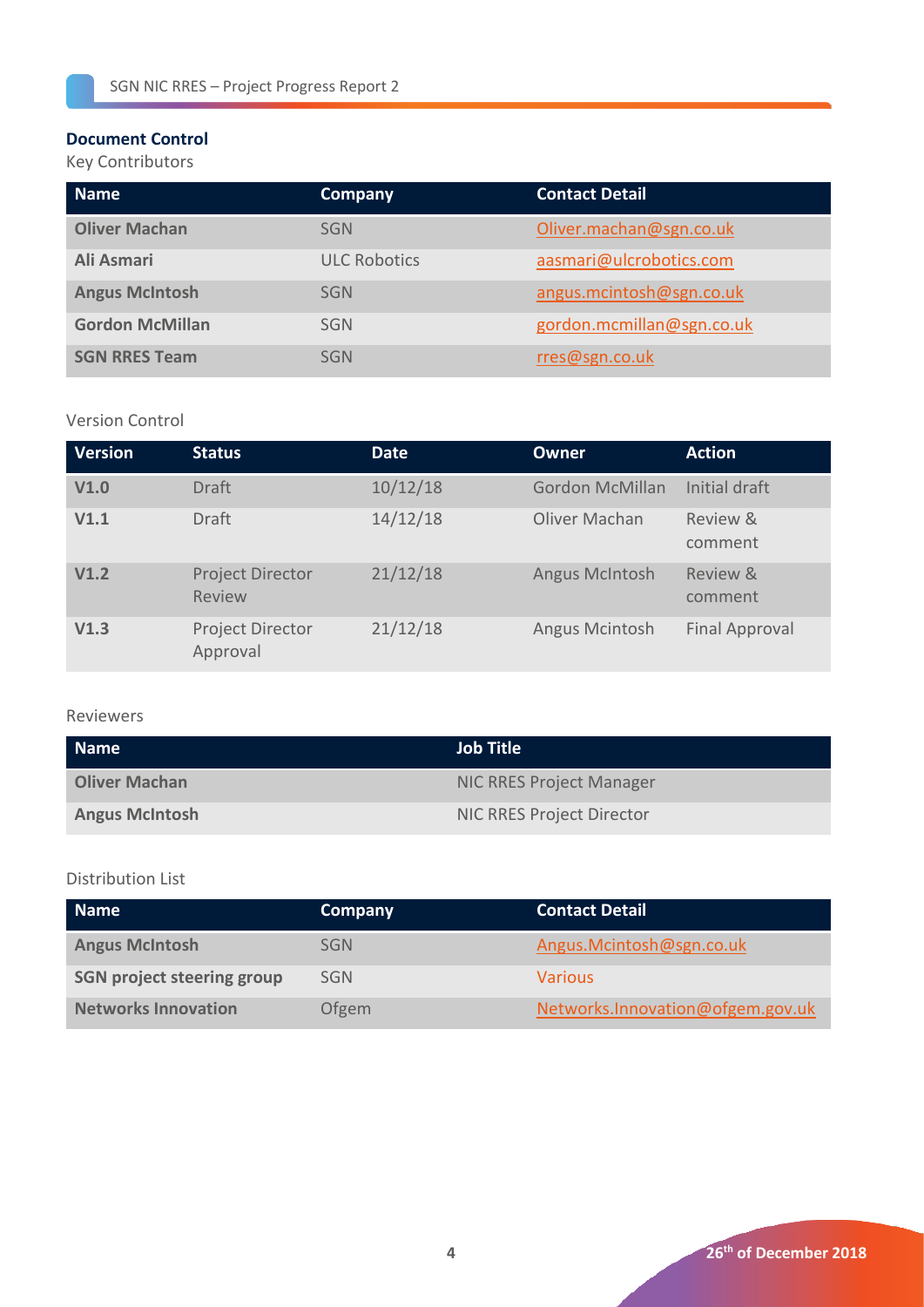## Document Control

Key Contributors

| Name | Company | Contact Detail |
|---|---|---|
| **Oliver Machan** | SGN | Oliver.machan@sgn.co.uk |
| **Ali Asmari** | ULC Robotics | aasmari@ulcrobotics.com |
| **Angus McIntosh** | SGN | angus.mcintosh@sgn.co.uk |
| **Gordon McMillan** | SGN | gordon.mcmillan@sgn.co.uk |
| **SGN RRES Team** | SGN | rres@sgn.co.uk |

Version Control

| Version | Status | Date | Owner | Action |
|---|---|---|---|---|
| **V1.0** | Draft | 10/12/18 | Gordon McMillan | Initial draft |
| **V1.1** | Draft | 14/12/18 | Oliver Machan | Review & comment |
| **V1.2** | Project Director Review | 21/12/18 | Angus McIntosh | Review & comment |
| **V1.3** | Project Director Approval | 21/12/18 | Angus Mcintosh | Final Approval |

Reviewers

| Name | Job Title |
|---|---|
| **Oliver Machan** | NIC RRES Project Manager |
| **Angus McIntosh** | NIC RRES Project Director |

Distribution List

| Name | Company | Contact Detail |
|---|---|---|
| **Angus McIntosh** | SGN | Angus.Mcintosh@sgn.co.uk |
| **SGN project steering group** | SGN | Various |
| **Networks Innovation** | Ofgem | Networks.Innovation@ofgem.gov.uk |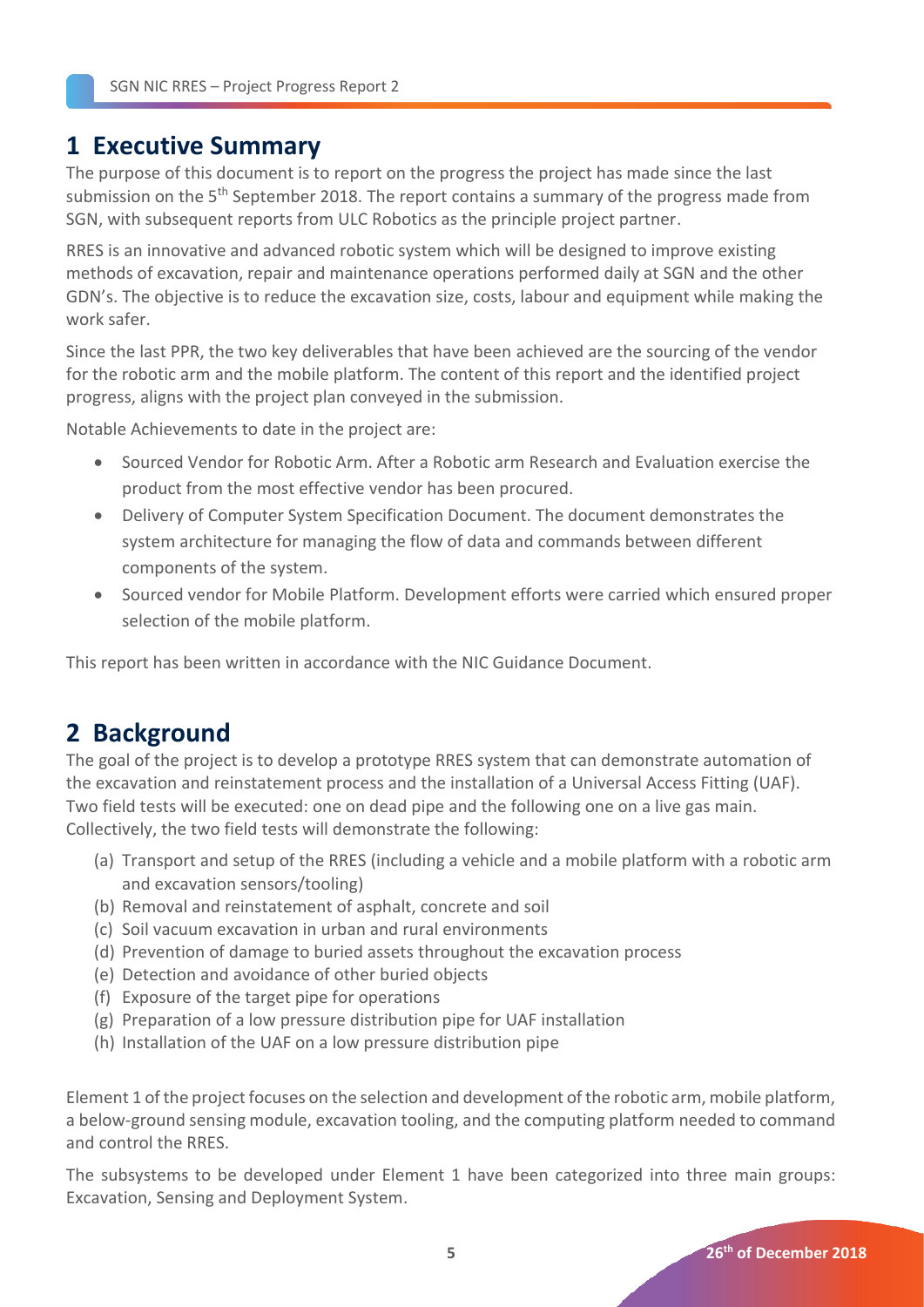# 1 Executive Summary

The purpose of this document is to report on the progress the project has made since the last submission on the 5th September 2018. The report contains a summary of the progress made from SGN, with subsequent reports from ULC Robotics as the principle project partner.

RRES is an innovative and advanced robotic system which will be designed to improve existing methods of excavation, repair and maintenance operations performed daily at SGN and the other GDN's. The objective is to reduce the excavation size, costs, labour and equipment while making the work safer.

Since the last PPR, the two key deliverables that have been achieved are the sourcing of the vendor for the robotic arm and the mobile platform. The content of this report and the identified project progress, aligns with the project plan conveyed in the submission.

Notable Achievements to date in the project are:

- Sourced Vendor for Robotic Arm. After a Robotic arm Research and Evaluation exercise the product from the most effective vendor has been procured.
- Delivery of Computer System Specification Document. The document demonstrates the system architecture for managing the flow of data and commands between different components of the system.
- Sourced vendor for Mobile Platform. Development efforts were carried which ensured proper selection of the mobile platform.

This report has been written in accordance with the NIC Guidance Document.

# 2 Background

The goal of the project is to develop a prototype RRES system that can demonstrate automation of the excavation and reinstatement process and the installation of a Universal Access Fitting (UAF). Two field tests will be executed: one on dead pipe and the following one on a live gas main. Collectively, the two field tests will demonstrate the following:

(a) Transport and setup of the RRES (including a vehicle and a mobile platform with a robotic arm and excavation sensors/tooling)
(b) Removal and reinstatement of asphalt, concrete and soil
(c) Soil vacuum excavation in urban and rural environments
(d) Prevention of damage to buried assets throughout the excavation process
(e) Detection and avoidance of other buried objects
(f) Exposure of the target pipe for operations
(g) Preparation of a low pressure distribution pipe for UAF installation
(h) Installation of the UAF on a low pressure distribution pipe

Element 1 of the project focuses on the selection and development of the robotic arm, mobile platform, a below-ground sensing module, excavation tooling, and the computing platform needed to command and control the RRES.

The subsystems to be developed under Element 1 have been categorized into three main groups: Excavation, Sensing and Deployment System.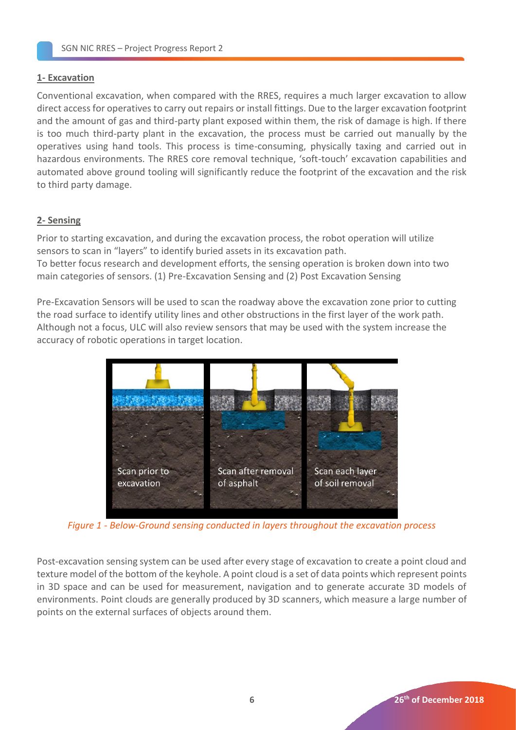**1- Excavation**

Conventional excavation, when compared with the RRES, requires a much larger excavation to allow direct access for operatives to carry out repairs or install fittings. Due to the larger excavation footprint and the amount of gas and third-party plant exposed within them, the risk of damage is high. If there is too much third-party plant in the excavation, the process must be carried out manually by the operatives using hand tools. This process is time-consuming, physically taxing and carried out in hazardous environments. The RRES core removal technique, 'soft-touch' excavation capabilities and automated above ground tooling will significantly reduce the footprint of the excavation and the risk to third party damage.

**2- Sensing**

Prior to starting excavation, and during the excavation process, the robot operation will utilize sensors to scan in "layers" to identify buried assets in its excavation path.
To better focus research and development efforts, the sensing operation is broken down into two main categories of sensors. (1) Pre-Excavation Sensing and (2) Post Excavation Sensing

Pre-Excavation Sensors will be used to scan the roadway above the excavation zone prior to cutting the road surface to identify utility lines and other obstructions in the first layer of the work path. Although not a focus, ULC will also review sensors that may be used with the system increase the accuracy of robotic operations in target location.

*Figure 1 - Below-Ground sensing conducted in layers throughout the excavation process*

Post-excavation sensing system can be used after every stage of excavation to create a point cloud and texture model of the bottom of the keyhole. A point cloud is a set of data points which represent points in 3D space and can be used for measurement, navigation and to generate accurate 3D models of environments. Point clouds are generally produced by 3D scanners, which measure a large number of points on the external surfaces of objects around them.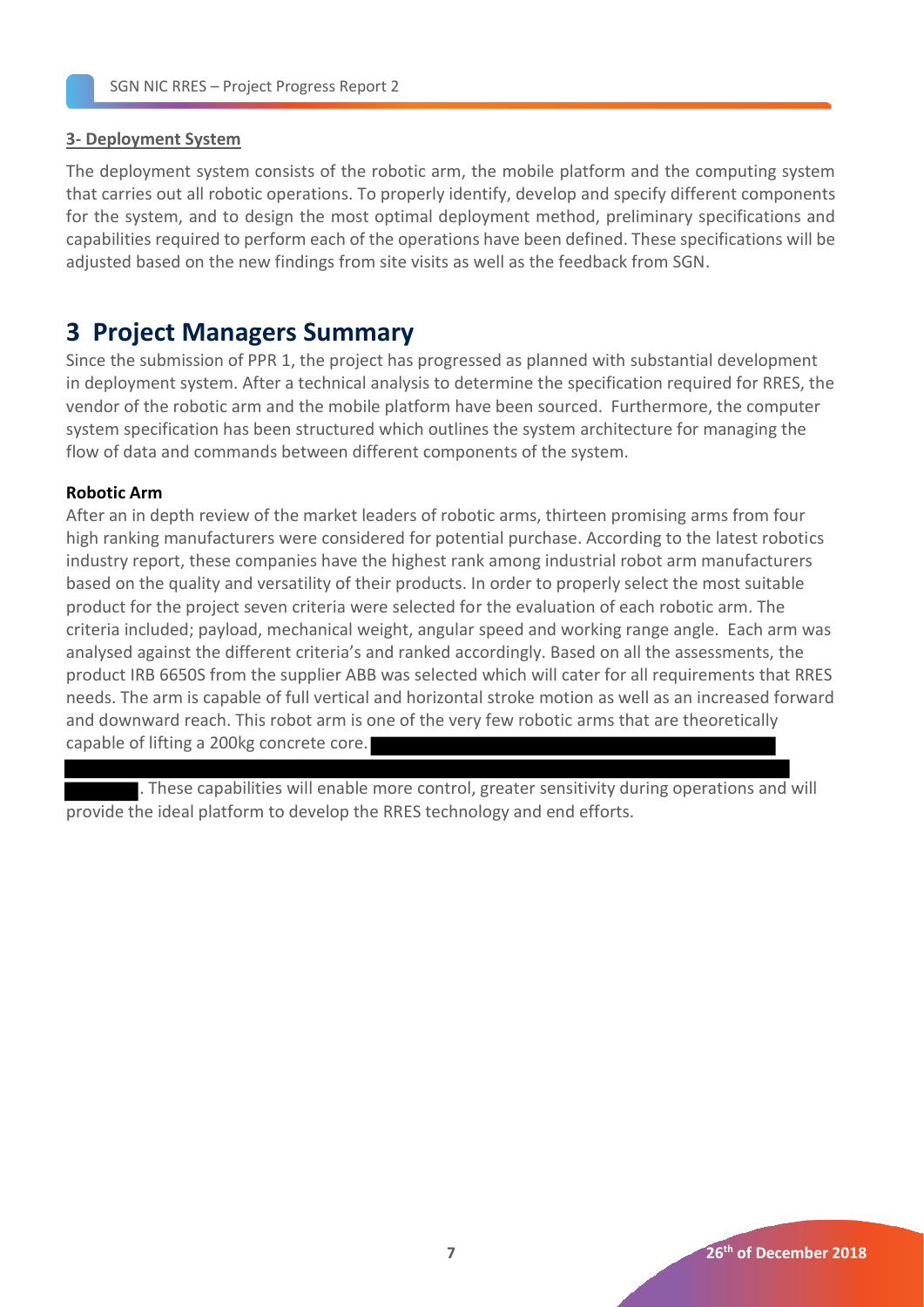**3- Deployment System**

The deployment system consists of the robotic arm, the mobile platform and the computing system that carries out all robotic operations. To properly identify, develop and specify different components for the system, and to design the most optimal deployment method, preliminary specifications and capabilities required to perform each of the operations have been defined. These specifications will be adjusted based on the new findings from site visits as well as the feedback from SGN.

# 3 Project Managers Summary

Since the submission of PPR 1, the project has progressed as planned with substantial development in deployment system. After a technical analysis to determine the specification required for RRES, the vendor of the robotic arm and the mobile platform have been sourced. Furthermore, the computer system specification has been structured which outlines the system architecture for managing the flow of data and commands between different components of the system.

**Robotic Arm**

After an in depth review of the market leaders of robotic arms, thirteen promising arms from four high ranking manufacturers were considered for potential purchase. According to the latest robotics industry report, these companies have the highest rank among industrial robot arm manufacturers based on the quality and versatility of their products. In order to properly select the most suitable product for the project seven criteria were selected for the evaluation of each robotic arm. The criteria included; payload, mechanical weight, angular speed and working range angle. Each arm was analysed against the different criteria's and ranked accordingly. Based on all the assessments, the product IRB 6650S from the supplier ABB was selected which will cater for all requirements that RRES needs. The arm is capable of full vertical and horizontal stroke motion as well as an increased forward and downward reach. This robot arm is one of the very few robotic arms that are theoretically capable of lifting a 200kg concrete core. [REDACTED]. These capabilities will enable more control, greater sensitivity during operations and will provide the ideal platform to develop the RRES technology and end efforts.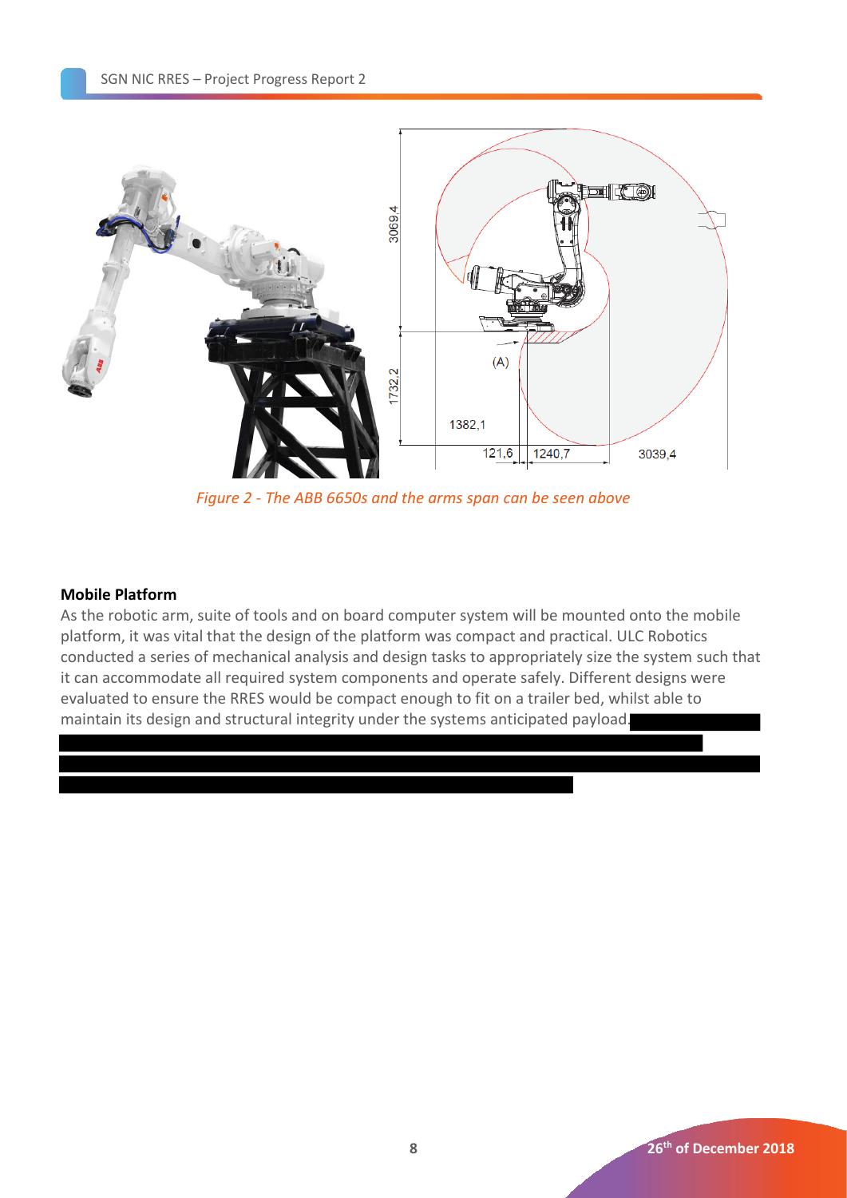*Figure 2 - The ABB 6650s and the arms span can be seen above*

**Mobile Platform**

As the robotic arm, suite of tools and on board computer system will be mounted onto the mobile platform, it was vital that the design of the platform was compact and practical. ULC Robotics conducted a series of mechanical analysis and design tasks to appropriately size the system such that it can accommodate all required system components and operate safely. Different designs were evaluated to ensure the RRES would be compact enough to fit on a trailer bed, whilst able to maintain its design and structural integrity under the systems anticipated payload.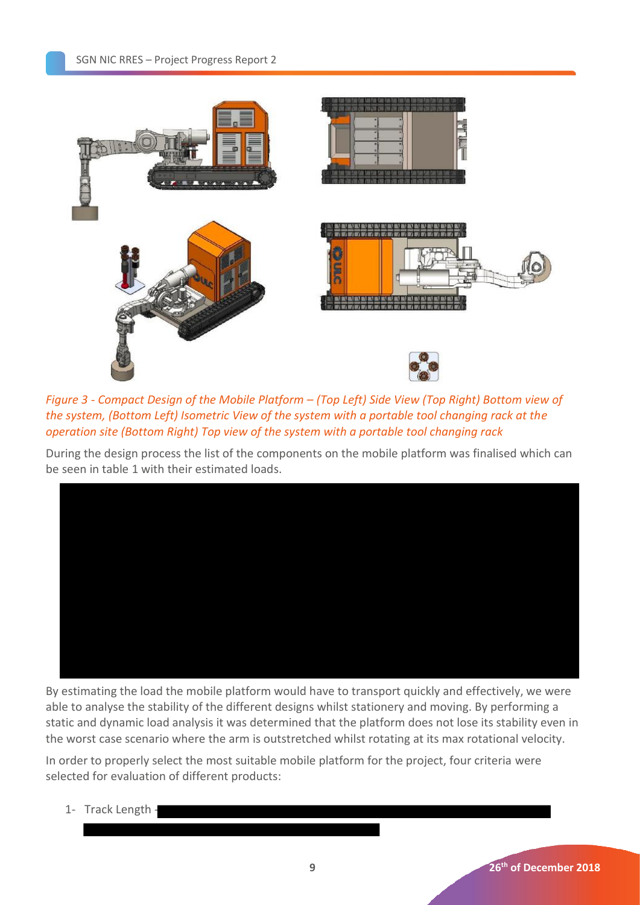*Figure 3 - Compact Design of the Mobile Platform – (Top Left) Side View (Top Right) Bottom view of the system, (Bottom Left) Isometric View of the system with a portable tool changing rack at the operation site (Bottom Right) Top view of the system with a portable tool changing rack*

During the design process the list of the components on the mobile platform was finalised which can be seen in table 1 with their estimated loads.

By estimating the load the mobile platform would have to transport quickly and effectively, we were able to analyse the stability of the different designs whilst stationery and moving. By performing a static and dynamic load analysis it was determined that the platform does not lose its stability even in the worst case scenario where the arm is outstretched whilst rotating at its max rotational velocity.

In order to properly select the most suitable mobile platform for the project, four criteria were selected for evaluation of different products:

1- Track Length -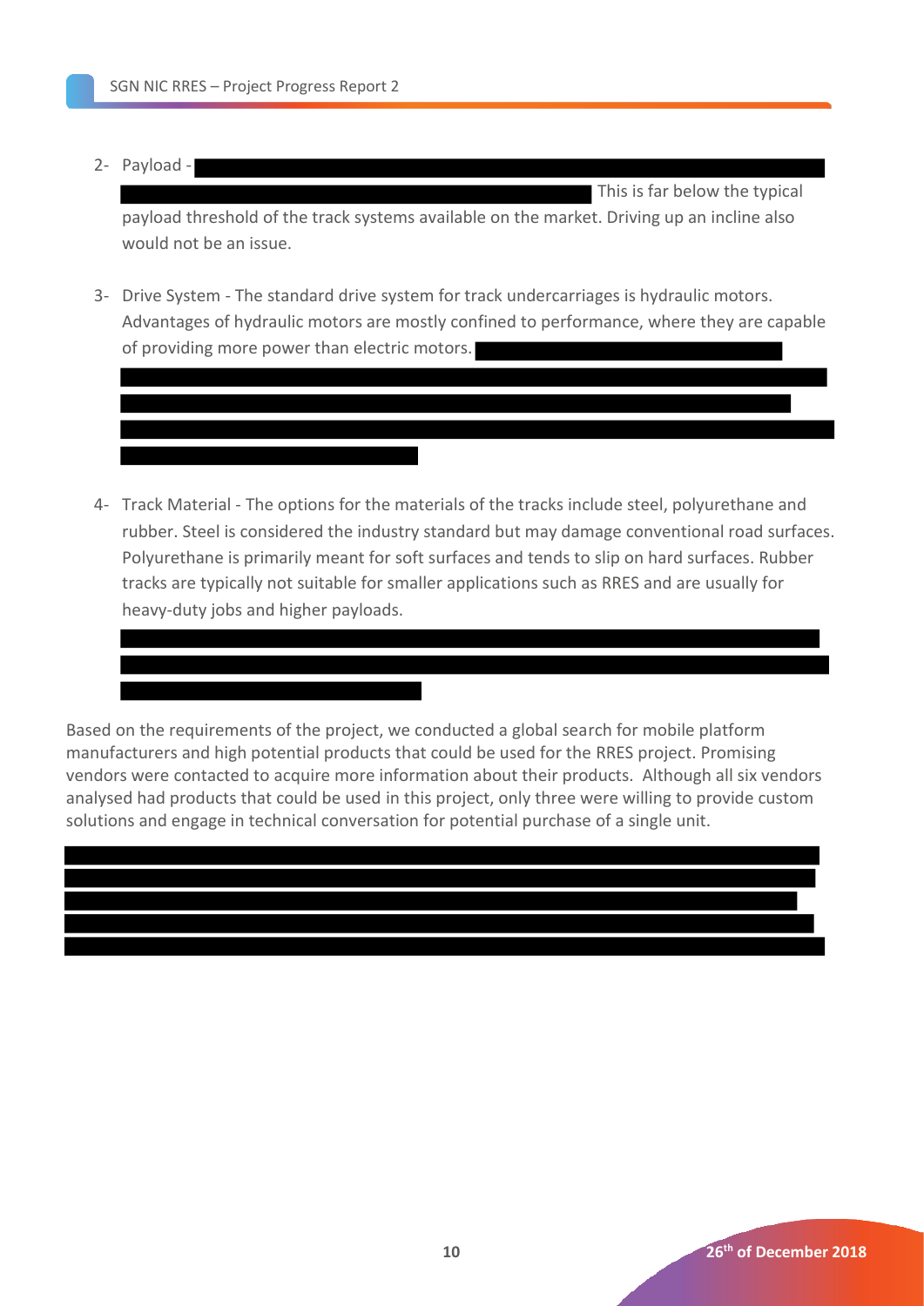2- Payload - This is far below the typical payload threshold of the track systems available on the market. Driving up an incline also would not be an issue.

3- Drive System - The standard drive system for track undercarriages is hydraulic motors. Advantages of hydraulic motors are mostly confined to performance, where they are capable of providing more power than electric motors.

4- Track Material - The options for the materials of the tracks include steel, polyurethane and rubber. Steel is considered the industry standard but may damage conventional road surfaces. Polyurethane is primarily meant for soft surfaces and tends to slip on hard surfaces. Rubber tracks are typically not suitable for smaller applications such as RRES and are usually for heavy-duty jobs and higher payloads.

Based on the requirements of the project, we conducted a global search for mobile platform manufacturers and high potential products that could be used for the RRES project. Promising vendors were contacted to acquire more information about their products. Although all six vendors analysed had products that could be used in this project, only three were willing to provide custom solutions and engage in technical conversation for potential purchase of a single unit.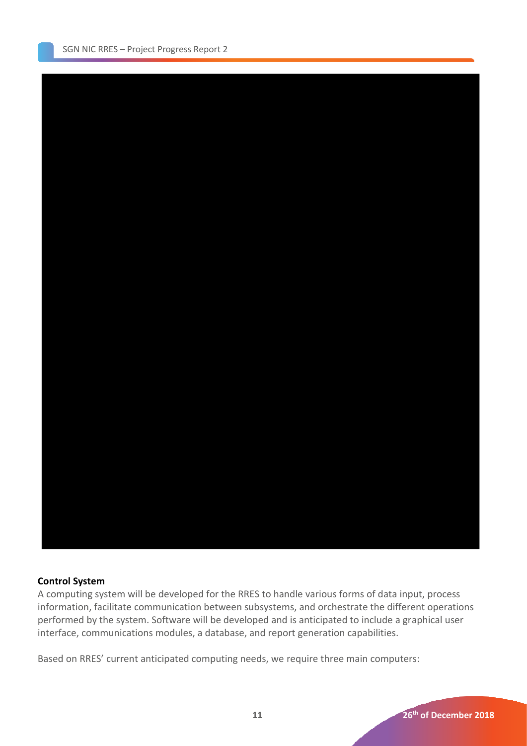**Control System**

A computing system will be developed for the RRES to handle various forms of data input, process information, facilitate communication between subsystems, and orchestrate the different operations performed by the system. Software will be developed and is anticipated to include a graphical user interface, communications modules, a database, and report generation capabilities.

Based on RRES' current anticipated computing needs, we require three main computers: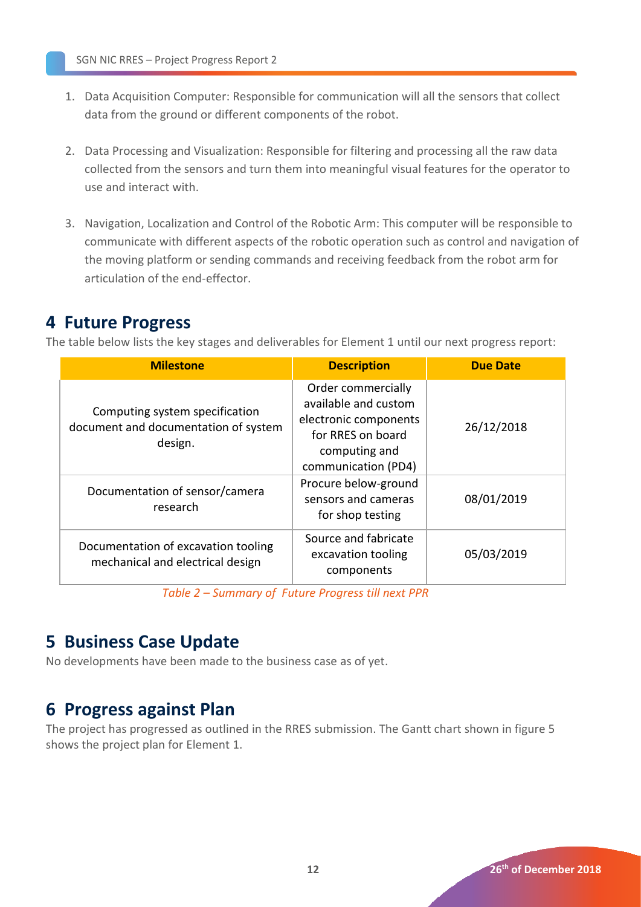1. Data Acquisition Computer: Responsible for communication will all the sensors that collect data from the ground or different components of the robot.

2. Data Processing and Visualization: Responsible for filtering and processing all the raw data collected from the sensors and turn them into meaningful visual features for the operator to use and interact with.

3. Navigation, Localization and Control of the Robotic Arm: This computer will be responsible to communicate with different aspects of the robotic operation such as control and navigation of the moving platform or sending commands and receiving feedback from the robot arm for articulation of the end-effector.

## 4 Future Progress

The table below lists the key stages and deliverables for Element 1 until our next progress report:

| Milestone | Description | Due Date |
| --- | --- | --- |
| Computing system specification document and documentation of system design. | Order commercially available and custom electronic components for RRES on board computing and communication (PD4) | 26/12/2018 |
| Documentation of sensor/camera research | Procure below-ground sensors and cameras for shop testing | 08/01/2019 |
| Documentation of excavation tooling mechanical and electrical design | Source and fabricate excavation tooling components | 05/03/2019 |

*Table 2 – Summary of Future Progress till next PPR*

## 5 Business Case Update

No developments have been made to the business case as of yet.

## 6 Progress against Plan

The project has progressed as outlined in the RRES submission. The Gantt chart shown in figure 5 shows the project plan for Element 1.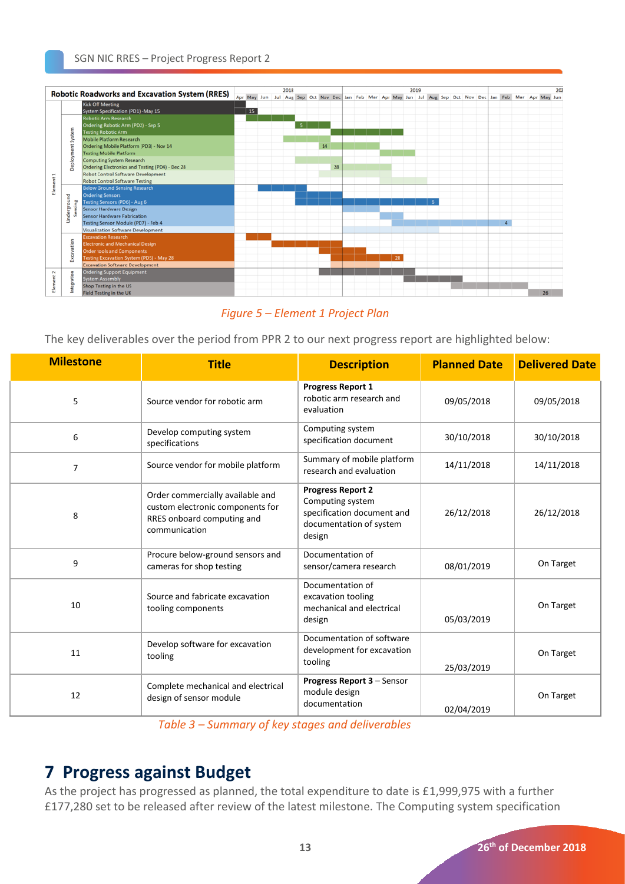*Figure 5 – Element 1 Project Plan*

The key deliverables over the period from PPR 2 to our next progress report are highlighted below:

| Milestone | Title | Description | Planned Date | Delivered Date |
|---|---|---|---|---|
| 5 | Source vendor for robotic arm | **Progress Report 1** robotic arm research and evaluation | 09/05/2018 | 09/05/2018 |
| 6 | Develop computing system specifications | Computing system specification document | 30/10/2018 | 30/10/2018 |
| 7 | Source vendor for mobile platform | Summary of mobile platform research and evaluation | 14/11/2018 | 14/11/2018 |
| 8 | Order commercially available and custom electronic components for RRES onboard computing and communication | **Progress Report 2** Computing system specification document and documentation of system design | 26/12/2018 | 26/12/2018 |
| 9 | Procure below-ground sensors and cameras for shop testing | Documentation of sensor/camera research | 08/01/2019 | On Target |
| 10 | Source and fabricate excavation tooling components | Documentation of excavation tooling mechanical and electrical design | 05/03/2019 | On Target |
| 11 | Develop software for excavation tooling | Documentation of software development for excavation tooling | 25/03/2019 | On Target |
| 12 | Complete mechanical and electrical design of sensor module | **Progress Report 3** – Sensor module design documentation | 02/04/2019 | On Target |

*Table 3 – Summary of key stages and deliverables*

# 7 Progress against Budget

As the project has progressed as planned, the total expenditure to date is £1,999,975 with a further £177,280 set to be released after review of the latest milestone. The Computing system specification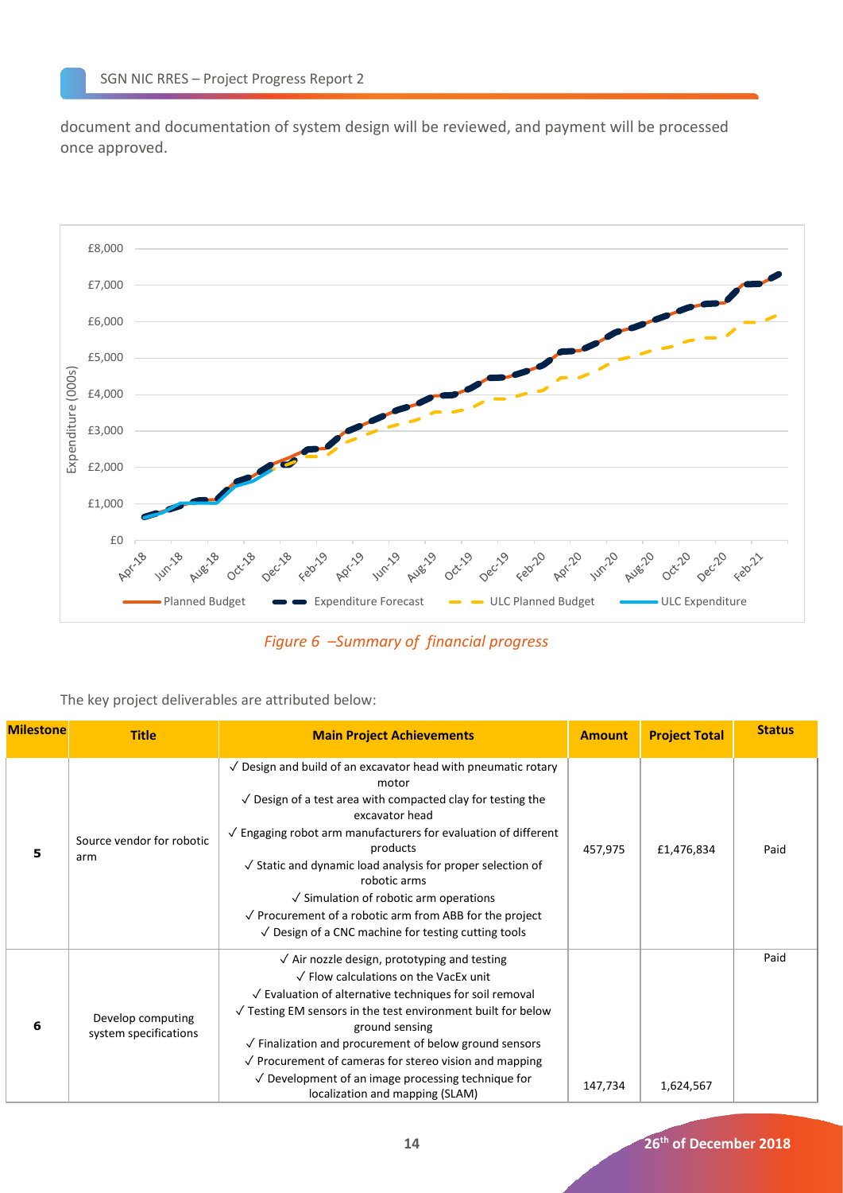document and documentation of system design will be reviewed, and payment will be processed once approved.

*Figure 6 –Summary of financial progress*

The key project deliverables are attributed below:

| Milestone | Title | Main Project Achievements | Amount | Project Total | Status |
|---|---|---|---|---|---|
| 5 | Source vendor for robotic arm | ✓ Design and build of an excavator head with pneumatic rotary motor<br>✓ Design of a test area with compacted clay for testing the excavator head<br>✓ Engaging robot arm manufacturers for evaluation of different products<br>✓ Static and dynamic load analysis for proper selection of robotic arms<br>✓ Simulation of robotic arm operations<br>✓ Procurement of a robotic arm from ABB for the project<br>✓ Design of a CNC machine for testing cutting tools | 457,975 | £1,476,834 | Paid |
| 6 | Develop computing system specifications | ✓ Air nozzle design, prototyping and testing<br>✓ Flow calculations on the VacEx unit<br>✓ Evaluation of alternative techniques for soil removal<br>✓ Testing EM sensors in the test environment built for below ground sensing<br>✓ Finalization and procurement of below ground sensors<br>✓ Procurement of cameras for stereo vision and mapping<br>✓ Development of an image processing technique for localization and mapping (SLAM) | 147,734 | 1,624,567 | Paid |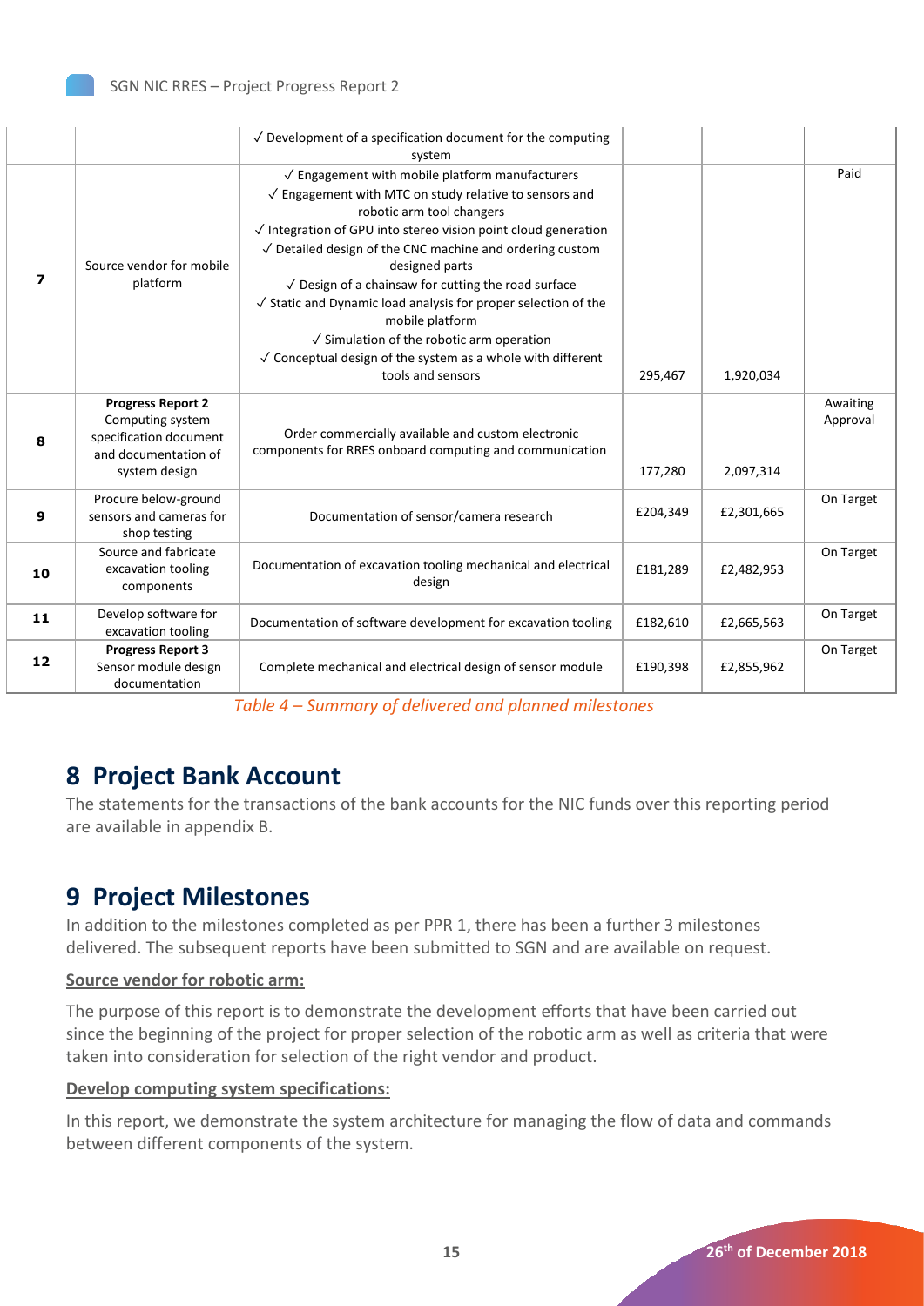| | | ✓ Development of a specification document for the computing system | | | |
|---|---|---|---|---|---|
| **7** | Source vendor for mobile platform | ✓ Engagement with mobile platform manufacturers<br>✓ Engagement with MTC on study relative to sensors and robotic arm tool changers<br>✓ Integration of GPU into stereo vision point cloud generation<br>✓ Detailed design of the CNC machine and ordering custom designed parts<br>✓ Design of a chainsaw for cutting the road surface<br>✓ Static and Dynamic load analysis for proper selection of the mobile platform<br>✓ Simulation of the robotic arm operation<br>✓ Conceptual design of the system as a whole with different tools and sensors | 295,467 | 1,920,034 | Paid |
| **8** | **Progress Report 2**<br>Computing system specification document and documentation of system design | Order commercially available and custom electronic components for RRES onboard computing and communication | 177,280 | 2,097,314 | Awaiting Approval |
| **9** | Procure below-ground sensors and cameras for shop testing | Documentation of sensor/camera research | £204,349 | £2,301,665 | On Target |
| **10** | Source and fabricate excavation tooling components | Documentation of excavation tooling mechanical and electrical design | £181,289 | £2,482,953 | On Target |
| **11** | Develop software for excavation tooling | Documentation of software development for excavation tooling | £182,610 | £2,665,563 | On Target |
| **12** | **Progress Report 3**<br>Sensor module design documentation | Complete mechanical and electrical design of sensor module | £190,398 | £2,855,962 | On Target |

*Table 4 – Summary of delivered and planned milestones*

# 8 Project Bank Account

The statements for the transactions of the bank accounts for the NIC funds over this reporting period are available in appendix B.

# 9 Project Milestones

In addition to the milestones completed as per PPR 1, there has been a further 3 milestones delivered. The subsequent reports have been submitted to SGN and are available on request.

**Source vendor for robotic arm:**

The purpose of this report is to demonstrate the development efforts that have been carried out since the beginning of the project for proper selection of the robotic arm as well as criteria that were taken into consideration for selection of the right vendor and product.

**Develop computing system specifications:**

In this report, we demonstrate the system architecture for managing the flow of data and commands between different components of the system.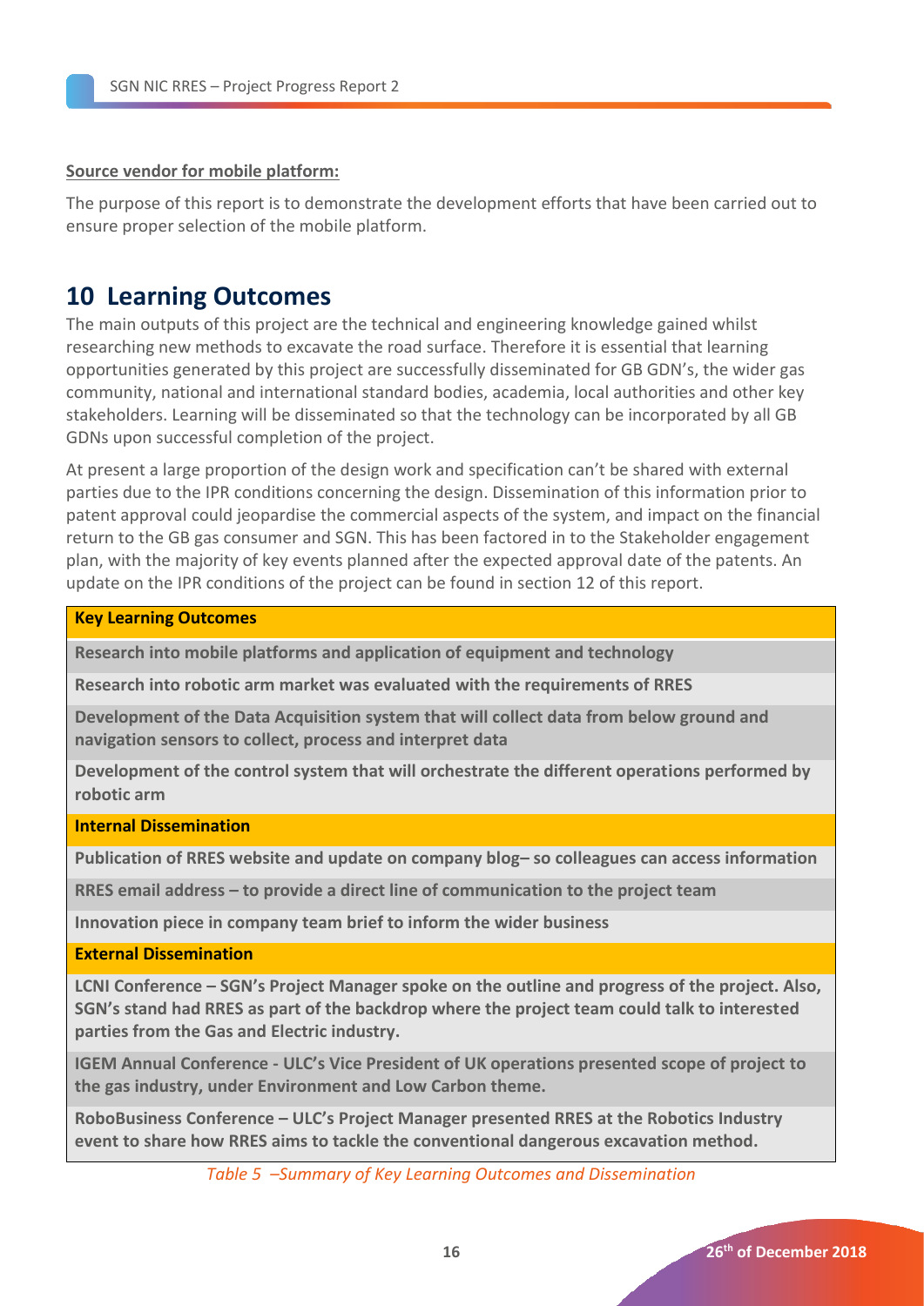**Source vendor for mobile platform:**

The purpose of this report is to demonstrate the development efforts that have been carried out to ensure proper selection of the mobile platform.

# 10 Learning Outcomes

The main outputs of this project are the technical and engineering knowledge gained whilst researching new methods to excavate the road surface. Therefore it is essential that learning opportunities generated by this project are successfully disseminated for GB GDN's, the wider gas community, national and international standard bodies, academia, local authorities and other key stakeholders. Learning will be disseminated so that the technology can be incorporated by all GB GDNs upon successful completion of the project.

At present a large proportion of the design work and specification can't be shared with external parties due to the IPR conditions concerning the design. Dissemination of this information prior to patent approval could jeopardise the commercial aspects of the system, and impact on the financial return to the GB gas consumer and SGN. This has been factored in to the Stakeholder engagement plan, with the majority of key events planned after the expected approval date of the patents. An update on the IPR conditions of the project can be found in section 12 of this report.

| **Key Learning Outcomes** |
| --- |
| **Research into mobile platforms and application of equipment and technology** |
| **Research into robotic arm market was evaluated with the requirements of RRES** |
| **Development of the Data Acquisition system that will collect data from below ground and navigation sensors to collect, process and interpret data** |
| **Development of the control system that will orchestrate the different operations performed by robotic arm** |
| **Internal Dissemination** |
| **Publication of RRES website and update on company blog– so colleagues can access information** |
| **RRES email address – to provide a direct line of communication to the project team** |
| **Innovation piece in company team brief to inform the wider business** |
| **External Dissemination** |
| **LCNI Conference – SGN's Project Manager spoke on the outline and progress of the project. Also, SGN's stand had RRES as part of the backdrop where the project team could talk to interested parties from the Gas and Electric industry.** |
| **IGEM Annual Conference - ULC's Vice President of UK operations presented scope of project to the gas industry, under Environment and Low Carbon theme.** |
| **RoboBusiness Conference – ULC's Project Manager presented RRES at the Robotics Industry event to share how RRES aims to tackle the conventional dangerous excavation method.** |

*Table 5 –Summary of Key Learning Outcomes and Dissemination*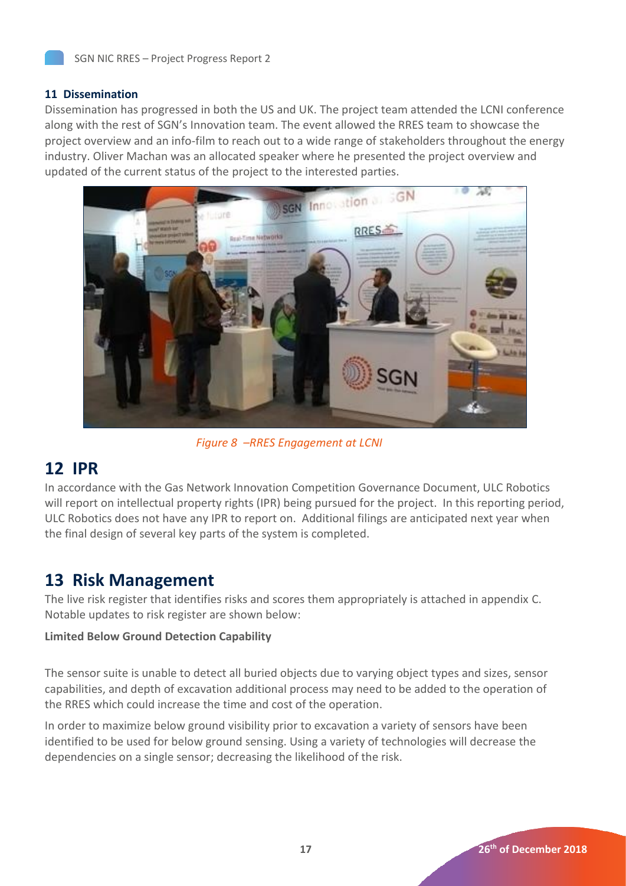## 11 Dissemination

Dissemination has progressed in both the US and UK. The project team attended the LCNI conference along with the rest of SGN's Innovation team. The event allowed the RRES team to showcase the project overview and an info-film to reach out to a wide range of stakeholders throughout the energy industry. Oliver Machan was an allocated speaker where he presented the project overview and updated of the current status of the project to the interested parties.

*Figure 8 –RRES Engagement at LCNI*

# 12 IPR

In accordance with the Gas Network Innovation Competition Governance Document, ULC Robotics will report on intellectual property rights (IPR) being pursued for the project. In this reporting period, ULC Robotics does not have any IPR to report on. Additional filings are anticipated next year when the final design of several key parts of the system is completed.

# 13 Risk Management

The live risk register that identifies risks and scores them appropriately is attached in appendix C. Notable updates to risk register are shown below:

**Limited Below Ground Detection Capability**

The sensor suite is unable to detect all buried objects due to varying object types and sizes, sensor capabilities, and depth of excavation additional process may need to be added to the operation of the RRES which could increase the time and cost of the operation.

In order to maximize below ground visibility prior to excavation a variety of sensors have been identified to be used for below ground sensing. Using a variety of technologies will decrease the dependencies on a single sensor; decreasing the likelihood of the risk.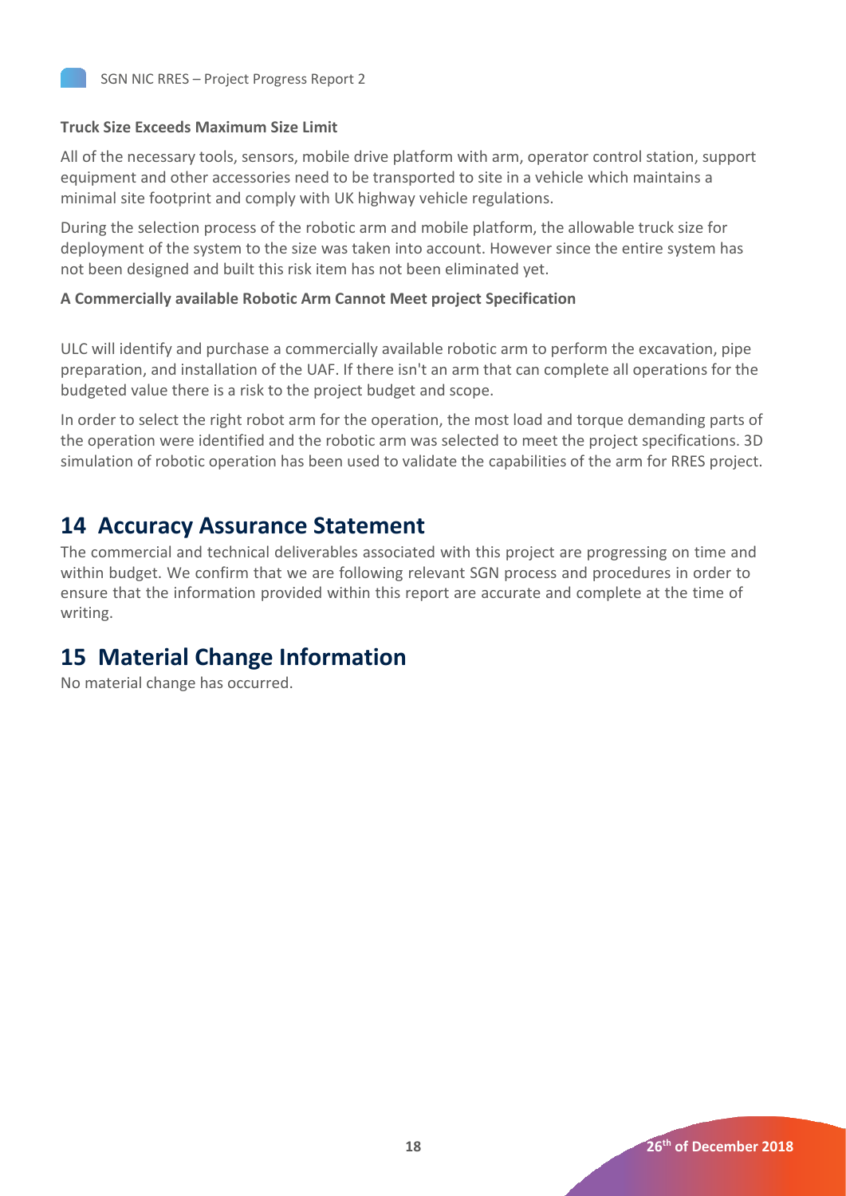**Truck Size Exceeds Maximum Size Limit**

All of the necessary tools, sensors, mobile drive platform with arm, operator control station, support equipment and other accessories need to be transported to site in a vehicle which maintains a minimal site footprint and comply with UK highway vehicle regulations.

During the selection process of the robotic arm and mobile platform, the allowable truck size for deployment of the system to the size was taken into account. However since the entire system has not been designed and built this risk item has not been eliminated yet.

**A Commercially available Robotic Arm Cannot Meet project Specification**

ULC will identify and purchase a commercially available robotic arm to perform the excavation, pipe preparation, and installation of the UAF. If there isn't an arm that can complete all operations for the budgeted value there is a risk to the project budget and scope.

In order to select the right robot arm for the operation, the most load and torque demanding parts of the operation were identified and the robotic arm was selected to meet the project specifications. 3D simulation of robotic operation has been used to validate the capabilities of the arm for RRES project.

# 14 Accuracy Assurance Statement

The commercial and technical deliverables associated with this project are progressing on time and within budget. We confirm that we are following relevant SGN process and procedures in order to ensure that the information provided within this report are accurate and complete at the time of writing.

# 15 Material Change Information

No material change has occurred.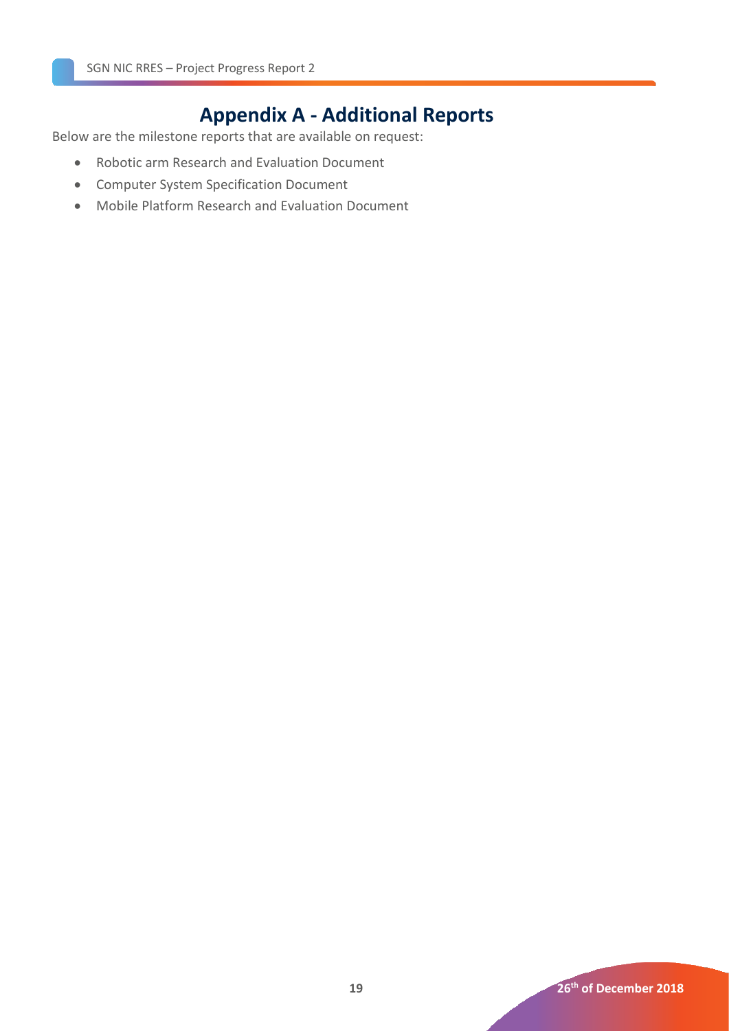# Appendix A - Additional Reports

Below are the milestone reports that are available on request:

- Robotic arm Research and Evaluation Document
- Computer System Specification Document
- Mobile Platform Research and Evaluation Document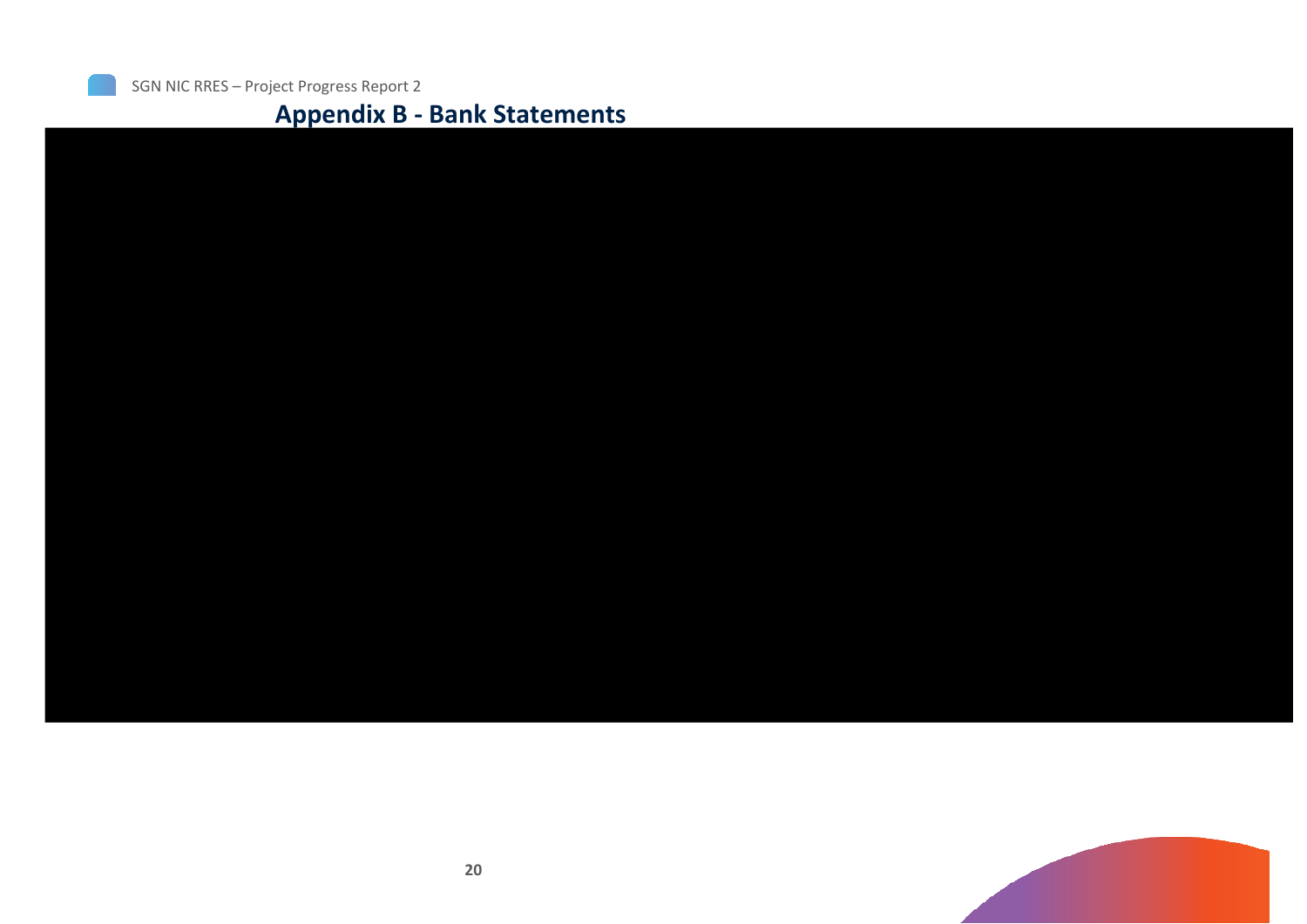# Appendix B - Bank Statements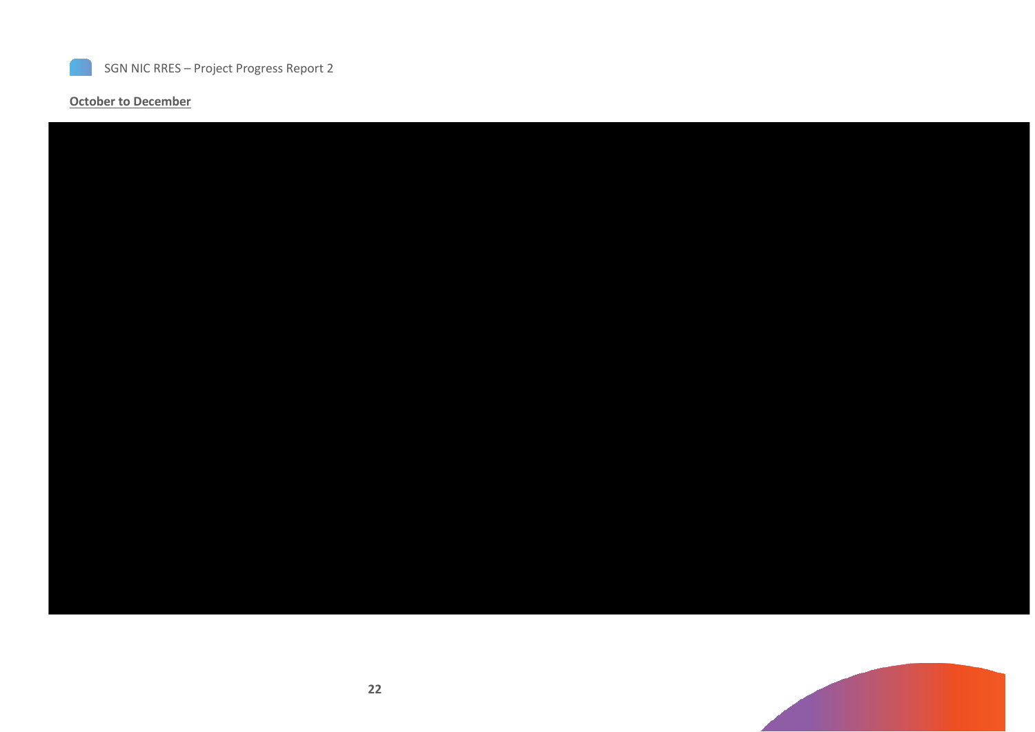**October to December**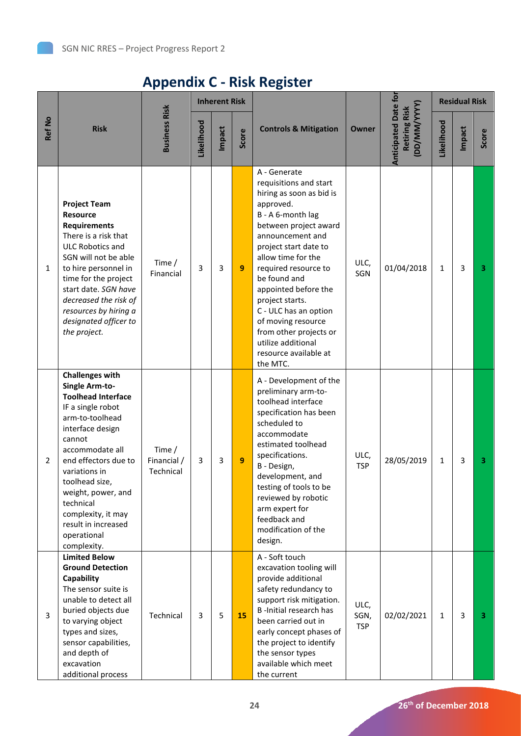## Appendix C - Risk Register

| Ref No | Risk | Business Risk | Inherent Risk | | | Controls & Mitigation | Owner | Anticipated Date for Retiring Risk (DD/MM/YYYY) | Residual Risk | | |
|---|---|---|---|---|---|---|---|---|---|---|---|
| | | | Likelihood | Impact | Score | | | | Likelihood | Impact | Score |
| 1 | **Project Team Resource Requirements** There is a risk that ULC Robotics and SGN will not be able to hire personnel in time for the project start date. *SGN have decreased the risk of resources by hiring a designated officer to the project.* | Time / Financial | 3 | 3 | 9 | A - Generate requisitions and start hiring as soon as bid is approved. B - A 6-month lag between project award announcement and project start date to allow time for the required resource to be found and appointed before the project starts. C - ULC has an option of moving resource from other projects or utilize additional resource available at the MTC. | ULC, SGN | 01/04/2018 | 1 | 3 | 3 |
| 2 | **Challenges with Single Arm-to-Toolhead Interface** IF a single robot arm-to-toolhead interface design cannot accommodate all end effectors due to variations in toolhead size, weight, power, and technical complexity, it may result in increased operational complexity. | Time / Financial / Technical | 3 | 3 | 9 | A - Development of the preliminary arm-to-toolhead interface specification has been scheduled to accommodate estimated toolhead specifications. B - Design, development, and testing of tools to be reviewed by robotic arm expert for feedback and modification of the design. | ULC, TSP | 28/05/2019 | 1 | 3 | 3 |
| 3 | **Limited Below Ground Detection Capability** The sensor suite is unable to detect all buried objects due to varying object types and sizes, sensor capabilities, and depth of excavation additional process | Technical | 3 | 5 | 15 | A - Soft touch excavation tooling will provide additional safety redundancy to support risk mitigation. B -Initial research has been carried out in early concept phases of the project to identify the sensor types available which meet the current | ULC, SGN, TSP | 02/02/2021 | 1 | 3 | 3 |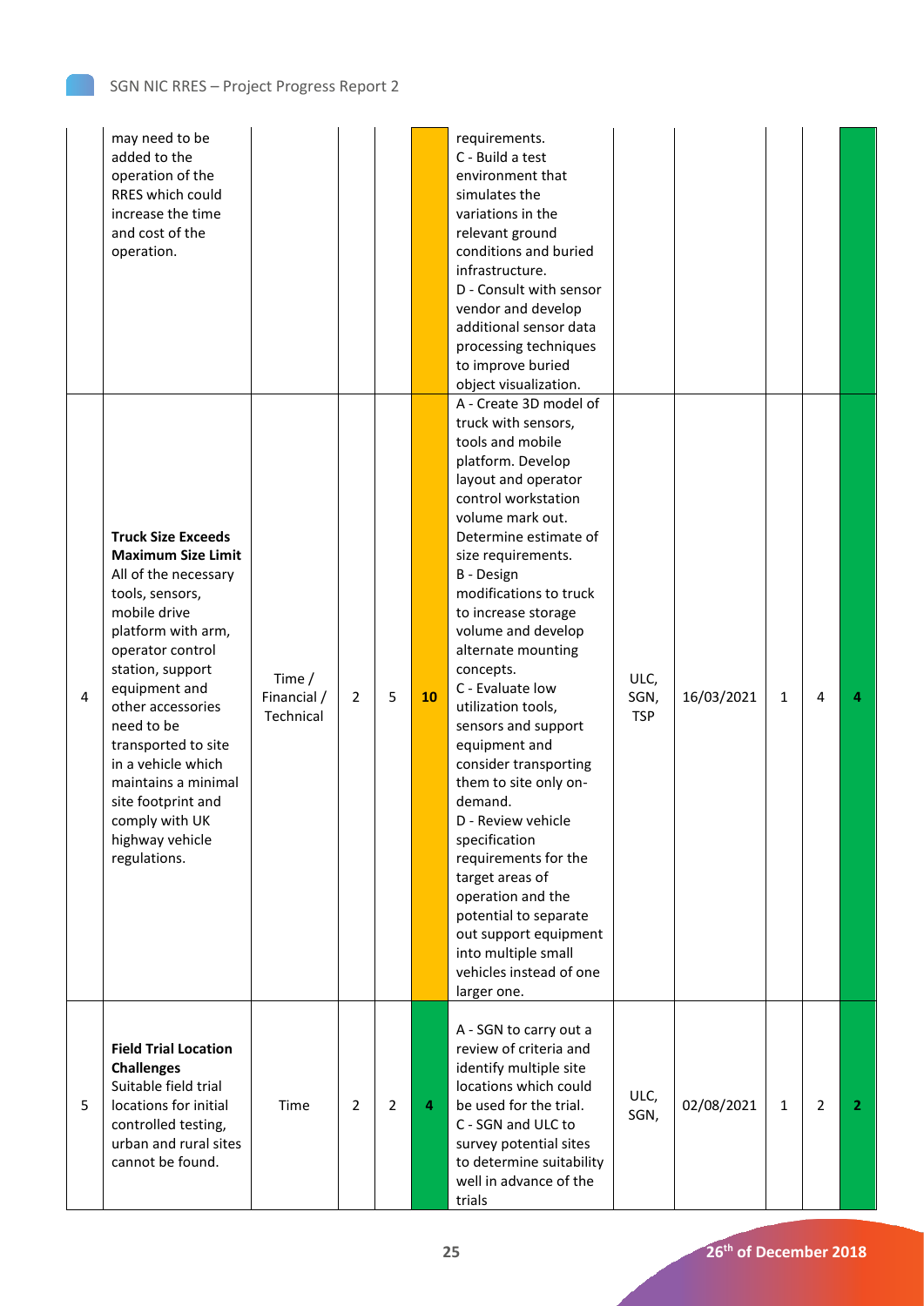| | | | | | | | | | | | |
|---|---|---|---|---|---|---|---|---|---|---|---|
| | may need to be added to the operation of the RRES which could increase the time and cost of the operation. | | | | | requirements.<br>C - Build a test environment that simulates the variations in the relevant ground conditions and buried infrastructure.<br>D - Consult with sensor vendor and develop additional sensor data processing techniques to improve buried object visualization. | | | | | |
| 4 | **Truck Size Exceeds Maximum Size Limit**<br>All of the necessary tools, sensors, mobile drive platform with arm, operator control station, support equipment and other accessories need to be transported to site in a vehicle which maintains a minimal site footprint and comply with UK highway vehicle regulations. | Time / Financial / Technical | 2 | 5 | 10 | A - Create 3D model of truck with sensors, tools and mobile platform. Develop layout and operator control workstation volume mark out. Determine estimate of size requirements.<br>B - Design modifications to truck to increase storage volume and develop alternate mounting concepts.<br>C - Evaluate low utilization tools, sensors and support equipment and consider transporting them to site only on-demand.<br>D - Review vehicle specification requirements for the target areas of operation and the potential to separate out support equipment into multiple small vehicles instead of one larger one. | ULC, SGN, TSP | 16/03/2021 | 1 | 4 | 4 |
| 5 | **Field Trial Location Challenges**<br>Suitable field trial locations for initial controlled testing, urban and rural sites cannot be found. | Time | 2 | 2 | 4 | A - SGN to carry out a review of criteria and identify multiple site locations which could be used for the trial.<br>C - SGN and ULC to survey potential sites to determine suitability well in advance of the trials | ULC, SGN, | 02/08/2021 | 1 | 2 | 2 |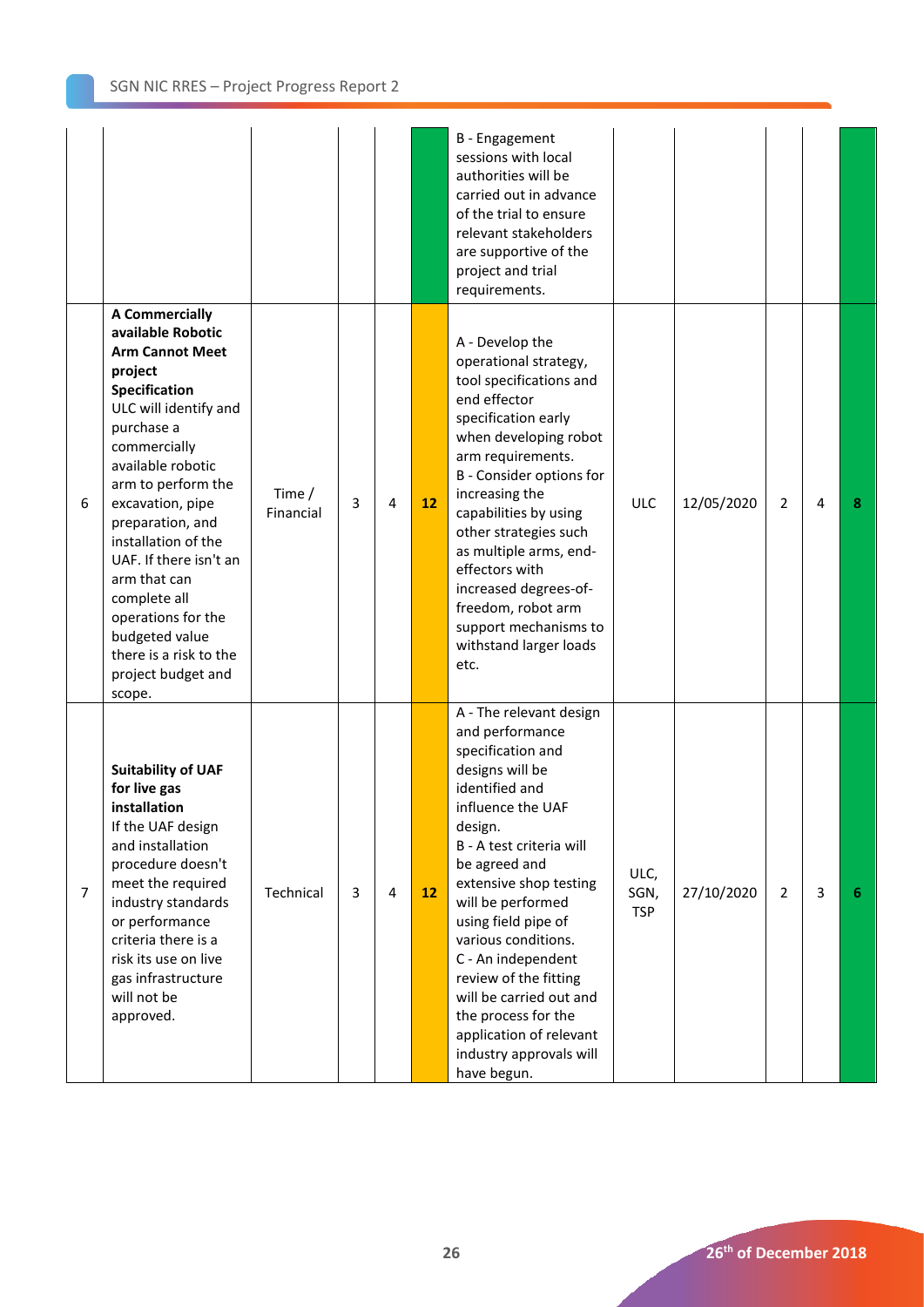| | | | | | | | | | | | |
|---|---|---|---|---|---|---|---|---|---|---|---|
| | | | | | | B - Engagement sessions with local authorities will be carried out in advance of the trial to ensure relevant stakeholders are supportive of the project and trial requirements. | | | | | |
| 6 | **A Commercially available Robotic Arm Cannot Meet project Specification** ULC will identify and purchase a commercially available robotic arm to perform the excavation, pipe preparation, and installation of the UAF. If there isn't an arm that can complete all operations for the budgeted value there is a risk to the project budget and scope. | Time / Financial | 3 | 4 | **12** | A - Develop the operational strategy, tool specifications and end effector specification early when developing robot arm requirements. B - Consider options for increasing the capabilities by using other strategies such as multiple arms, end-effectors with increased degrees-of-freedom, robot arm support mechanisms to withstand larger loads etc. | ULC | 12/05/2020 | 2 | 4 | **8** |
| 7 | **Suitability of UAF for live gas installation** If the UAF design and installation procedure doesn't meet the required industry standards or performance criteria there is a risk its use on live gas infrastructure will not be approved. | Technical | 3 | 4 | **12** | A - The relevant design and performance specification and designs will be identified and influence the UAF design. B - A test criteria will be agreed and extensive shop testing will be performed using field pipe of various conditions. C - An independent review of the fitting will be carried out and the process for the application of relevant industry approvals will have begun. | ULC, SGN, TSP | 27/10/2020 | 2 | 3 | **6** |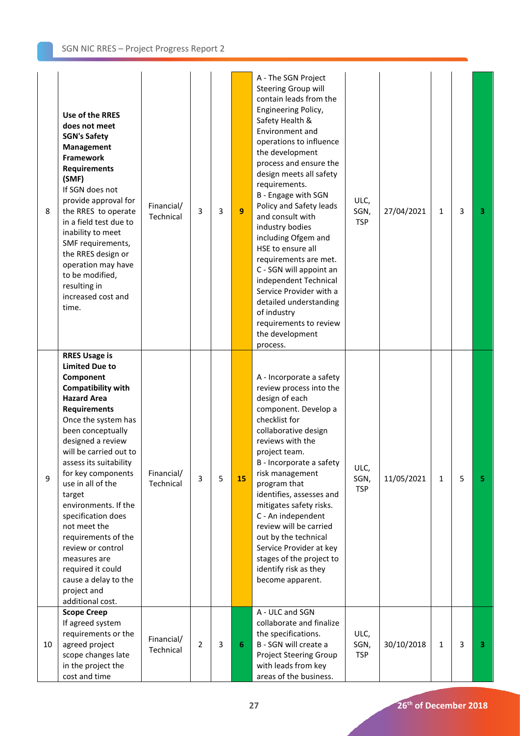| 8 | **Use of the RRES does not meet SGN's Safety Management Framework Requirements (SMF)** If SGN does not provide approval for the RRES to operate in a field test due to inability to meet SMF requirements, the RRES design or operation may have to be modified, resulting in increased cost and time. | Financial/ Technical | 3 | 3 | 9 | A - The SGN Project Steering Group will contain leads from the Engineering Policy, Safety Health & Environment and operations to influence the development process and ensure the design meets all safety requirements. B - Engage with SGN Policy and Safety leads and consult with industry bodies including Ofgem and HSE to ensure all requirements are met. C - SGN will appoint an independent Technical Service Provider with a detailed understanding of industry requirements to review the development process. | ULC, SGN, TSP | 27/04/2021 | 1 | 3 | 3 |
|---|---|---|---|---|---|---|---|---|---|---|---|
| 9 | **RRES Usage is Limited Due to Component Compatibility with Hazard Area Requirements** Once the system has been conceptually designed a review will be carried out to assess its suitability for key components use in all of the target environments. If the specification does not meet the requirements of the review or control measures are required it could cause a delay to the project and additional cost. | Financial/ Technical | 3 | 5 | 15 | A - Incorporate a safety review process into the design of each component. Develop a checklist for collaborative design reviews with the project team. B - Incorporate a safety risk management program that identifies, assesses and mitigates safety risks. C - An independent review will be carried out by the technical Service Provider at key stages of the project to identify risk as they become apparent. | ULC, SGN, TSP | 11/05/2021 | 1 | 5 | 5 |
| 10 | **Scope Creep** If agreed system requirements or the agreed project scope changes late in the project the cost and time | Financial/ Technical | 2 | 3 | 6 | A - ULC and SGN collaborate and finalize the specifications. B - SGN will create a Project Steering Group with leads from key areas of the business. | ULC, SGN, TSP | 30/10/2018 | 1 | 3 | 3 |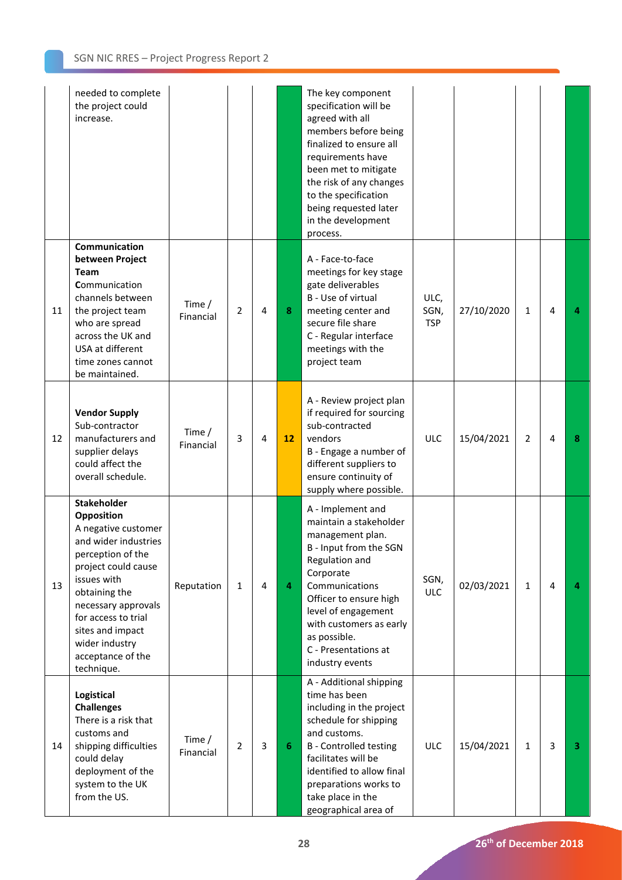| | | | | | | | | | | | |
|---|---|---|---|---|---|---|---|---|---|---|---|
| | needed to complete the project could increase. | | | | | The key component specification will be agreed with all members before being finalized to ensure all requirements have been met to mitigate the risk of any changes to the specification being requested later in the development process. | | | | | |
| 11 | **Communication between Project Team** Communication channels between the project team who are spread across the UK and USA at different time zones cannot be maintained. | Time / Financial | 2 | 4 | 8 | A - Face-to-face meetings for key stage gate deliverables<br>B - Use of virtual meeting center and secure file share<br>C - Regular interface meetings with the project team | ULC, SGN, TSP | 27/10/2020 | 1 | 4 | 4 |
| 12 | **Vendor Supply** Sub-contractor manufacturers and supplier delays could affect the overall schedule. | Time / Financial | 3 | 4 | 12 | A - Review project plan if required for sourcing sub-contracted vendors<br>B - Engage a number of different suppliers to ensure continuity of supply where possible. | ULC | 15/04/2021 | 2 | 4 | 8 |
| 13 | **Stakeholder Opposition** A negative customer and wider industries perception of the project could cause issues with obtaining the necessary approvals for access to trial sites and impact wider industry acceptance of the technique. | Reputation | 1 | 4 | 4 | A - Implement and maintain a stakeholder management plan.<br>B - Input from the SGN Regulation and Corporate Communications Officer to ensure high level of engagement with customers as early as possible.<br>C - Presentations at industry events | SGN, ULC | 02/03/2021 | 1 | 4 | 4 |
| 14 | **Logistical Challenges** There is a risk that customs and shipping difficulties could delay deployment of the system to the UK from the US. | Time / Financial | 2 | 3 | 6 | A - Additional shipping time has been including in the project schedule for shipping and customs.<br>B - Controlled testing facilitates will be identified to allow final preparations works to take place in the geographical area of | ULC | 15/04/2021 | 1 | 3 | 3 |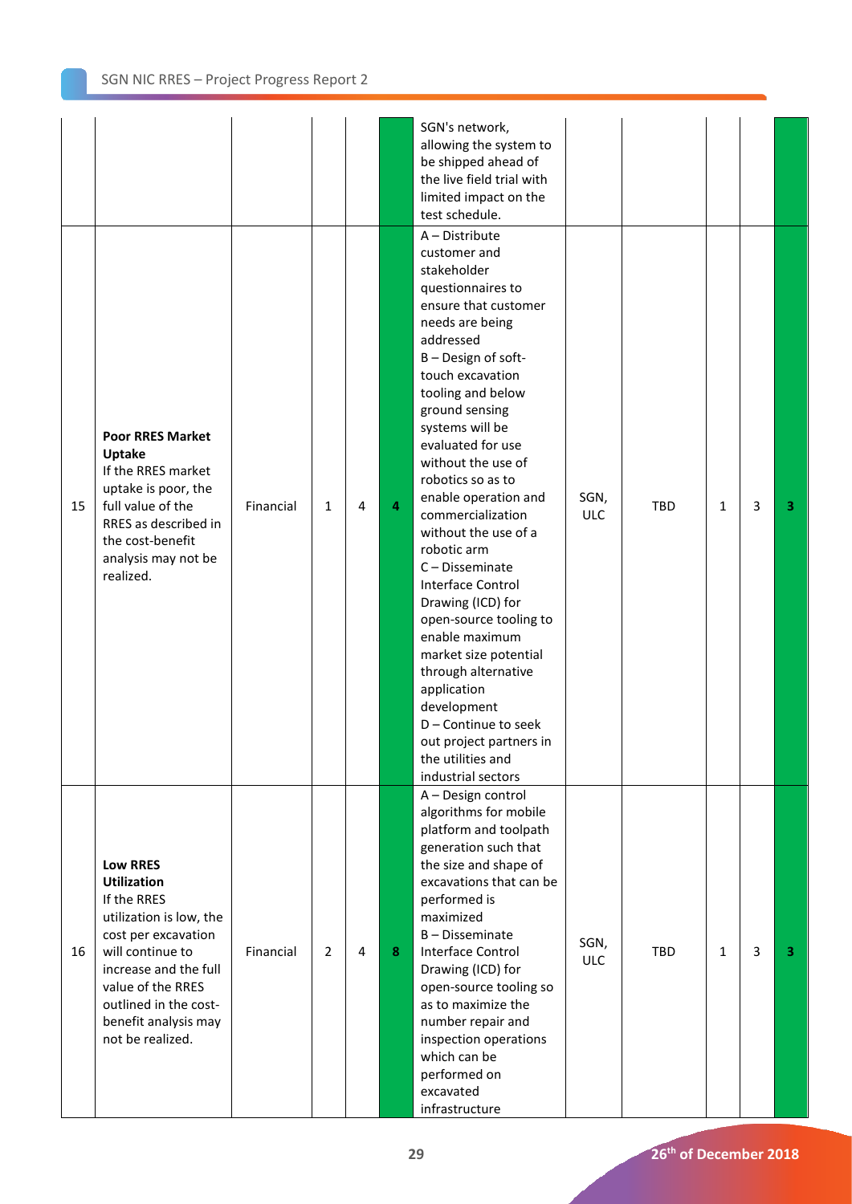| | | | | | | | | | | | |
|---|---|---|---|---|---|---|---|---|---|---|---|
| | | | | | | SGN's network, allowing the system to be shipped ahead of the live field trial with limited impact on the test schedule. | | | | | |
| 15 | **Poor RRES Market Uptake** If the RRES market uptake is poor, the full value of the RRES as described in the cost-benefit analysis may not be realized. | Financial | 1 | 4 | 4 | A – Distribute customer and stakeholder questionnaires to ensure that customer needs are being addressed<br>B – Design of soft-touch excavation tooling and below ground sensing systems will be evaluated for use without the use of robotics so as to enable operation and commercialization without the use of a robotic arm<br>C – Disseminate Interface Control Drawing (ICD) for open-source tooling to enable maximum market size potential through alternative application development<br>D – Continue to seek out project partners in the utilities and industrial sectors | SGN, ULC | TBD | 1 | 3 | 3 |
| 16 | **Low RRES Utilization** If the RRES utilization is low, the cost per excavation will continue to increase and the full value of the RRES outlined in the cost-benefit analysis may not be realized. | Financial | 2 | 4 | 8 | A – Design control algorithms for mobile platform and toolpath generation such that the size and shape of excavations that can be performed is maximized<br>B – Disseminate Interface Control Drawing (ICD) for open-source tooling so as to maximize the number repair and inspection operations which can be performed on excavated infrastructure | SGN, ULC | TBD | 1 | 3 | 3 |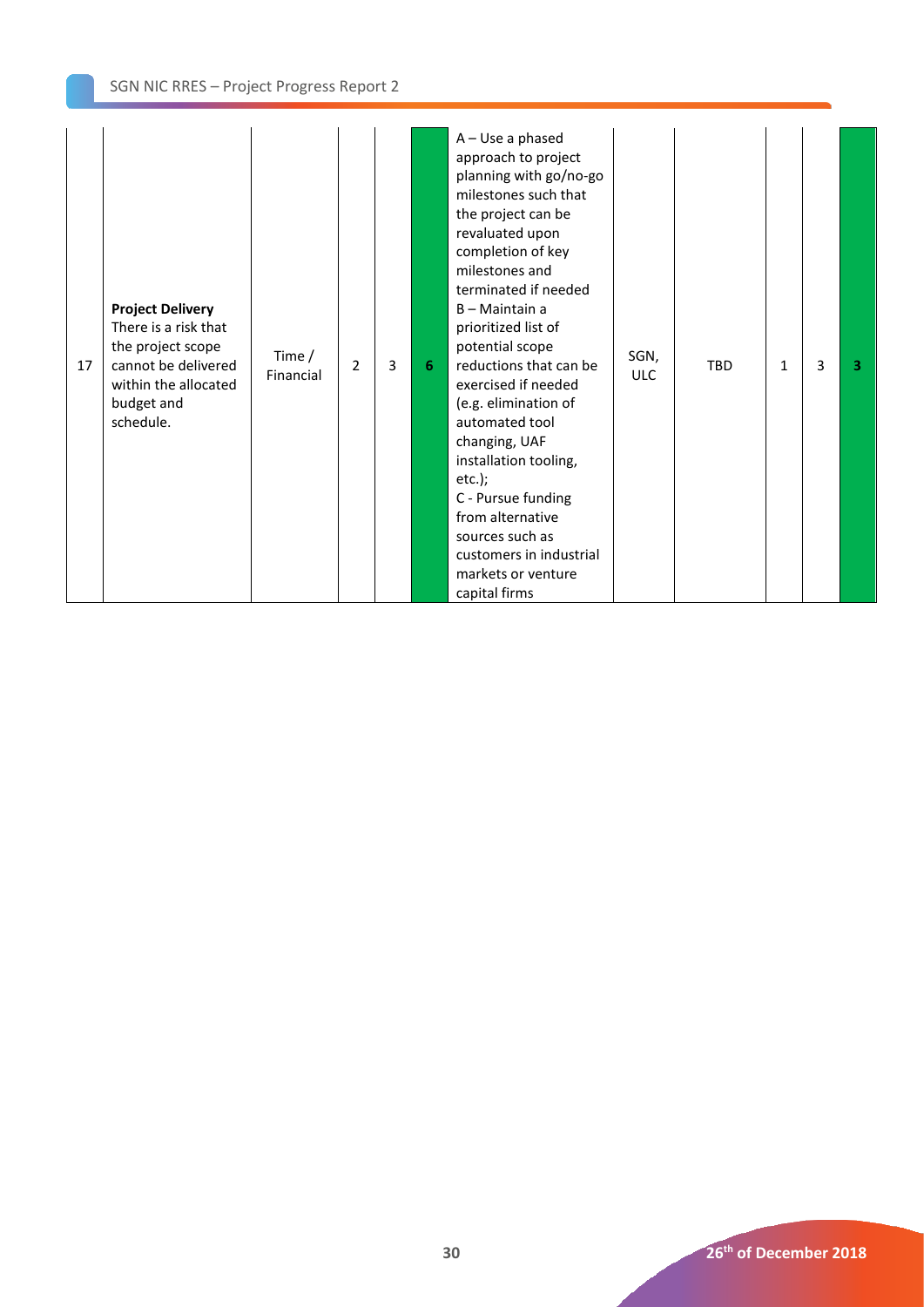| | | | | | | | | | | | |
|---|---|---|---|---|---|---|---|---|---|---|---|
| 17 | **Project Delivery** There is a risk that the project scope cannot be delivered within the allocated budget and schedule. | Time / Financial | 2 | 3 | 6 | A – Use a phased approach to project planning with go/no-go milestones such that the project can be revaluated upon completion of key milestones and terminated if needed B – Maintain a prioritized list of potential scope reductions that can be exercised if needed (e.g. elimination of automated tool changing, UAF installation tooling, etc.); C - Pursue funding from alternative sources such as customers in industrial markets or venture capital firms | SGN, ULC | TBD | 1 | 3 | 3 |